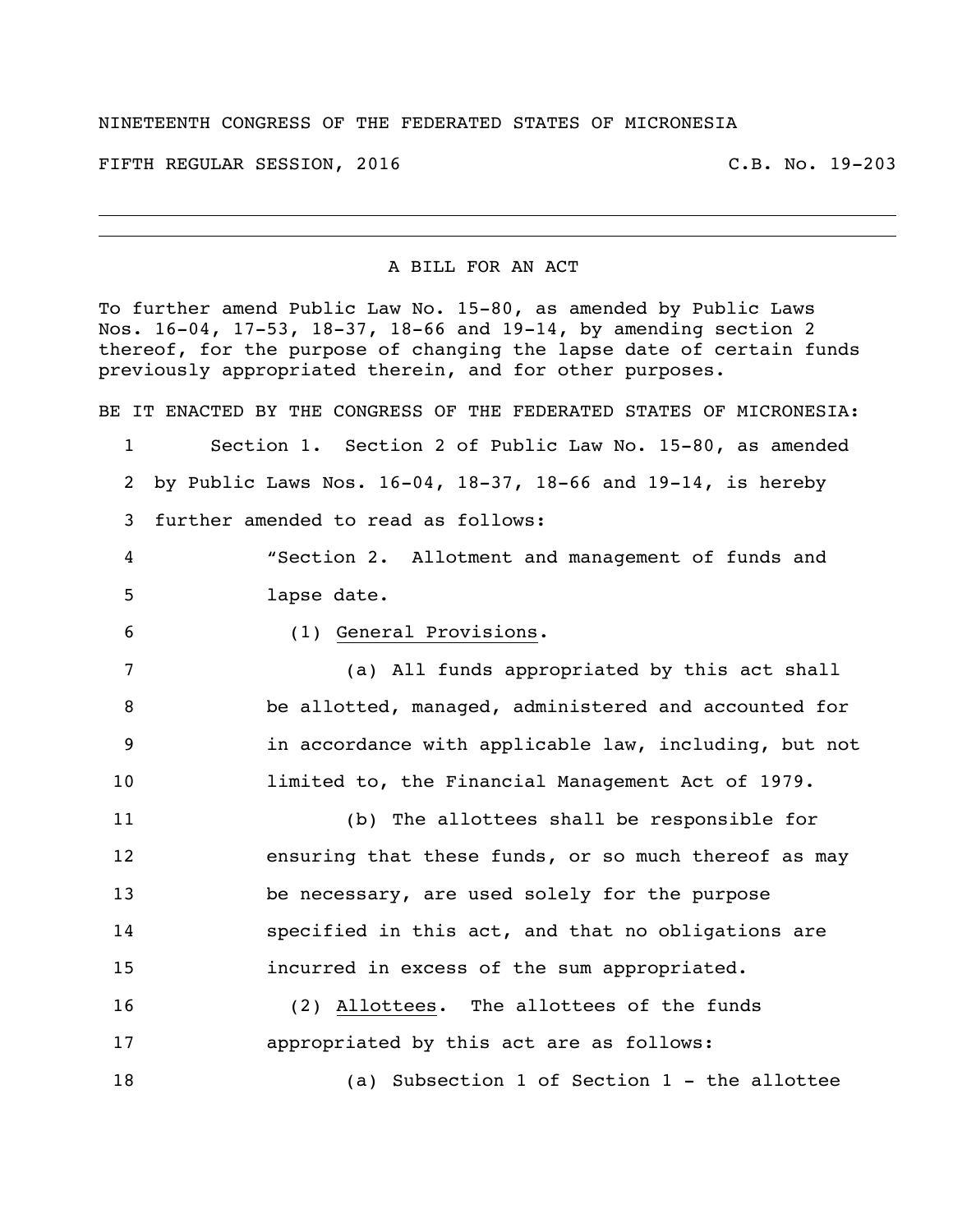NINETEENTH CONGRESS OF THE FEDERATED STATES OF MICRONESIA

FIFTH REGULAR SESSION, 2016 C.B. No. 19-203

---

A BILL FOR AN ACT

To further amend Public Law No. 15-80, as amended by Public Laws Nos. 16-04, 17-53, 18-37, 18-66 and 19-14, by amending section 2 thereof, for the purpose of changing the lapse date of certain funds previously appropriated therein, and for other purposes.

BE IT ENACTED BY THE CONGRESS OF THE FEDERATED STATES OF MICRONESIA:

1 Section 1. Section 2 of Public Law No. 15-80, as amended
2 by Public Laws Nos. 16-04, 18-37, 18-66 and 19-14, is hereby
3 further amended to read as follows:
4 "Section 2. Allotment and management of funds and
5 lapse date.
6 (1) General Provisions.
7 (a) All funds appropriated by this act shall
8 be allotted, managed, administered and accounted for
9 in accordance with applicable law, including, but not
10 limited to, the Financial Management Act of 1979.
11 (b) The allottees shall be responsible for
12 ensuring that these funds, or so much thereof as may
13 be necessary, are used solely for the purpose
14 specified in this act, and that no obligations are
15 incurred in excess of the sum appropriated.
16 (2) Allottees. The allottees of the funds
17 appropriated by this act are as follows:
18 (a) Subsection 1 of Section 1 - the allottee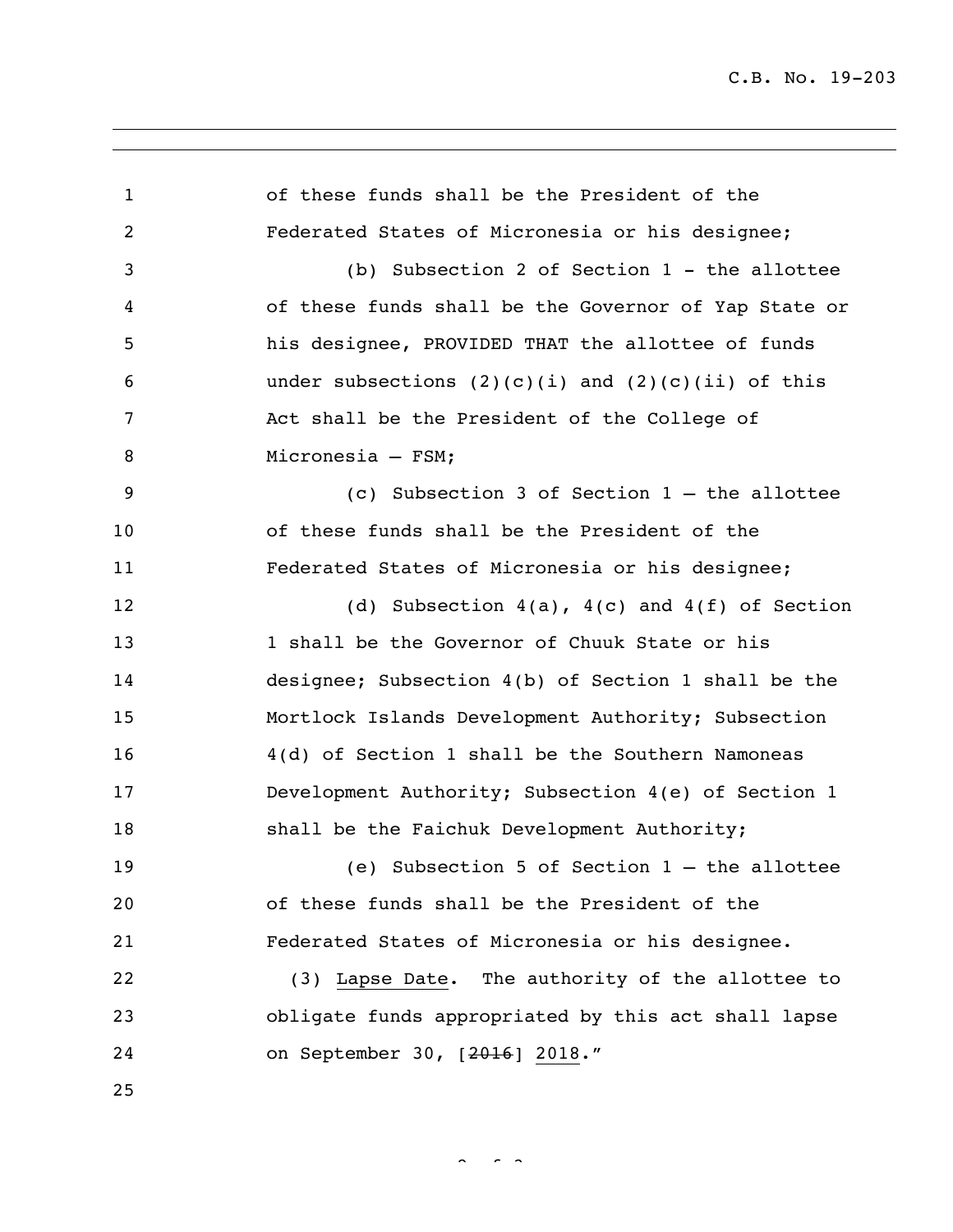of these funds shall be the President of the Federated States of Micronesia or his designee;

(b) Subsection 2 of Section 1 - the allottee of these funds shall be the Governor of Yap State or his designee, PROVIDED THAT the allottee of funds under subsections (2)(c)(i) and (2)(c)(ii) of this Act shall be the President of the College of Micronesia – FSM;

(c) Subsection 3 of Section 1 – the allottee of these funds shall be the President of the Federated States of Micronesia or his designee;

(d) Subsection 4(a), 4(c) and 4(f) of Section 1 shall be the Governor of Chuuk State or his designee; Subsection 4(b) of Section 1 shall be the Mortlock Islands Development Authority; Subsection 4(d) of Section 1 shall be the Southern Namoneas Development Authority; Subsection 4(e) of Section 1 shall be the Faichuk Development Authority;

(e) Subsection 5 of Section 1 – the allottee of these funds shall be the President of the Federated States of Micronesia or his designee.

(3) Lapse Date. The authority of the allottee to obligate funds appropriated by this act shall lapse on September 30, [~~2016~~] 2018."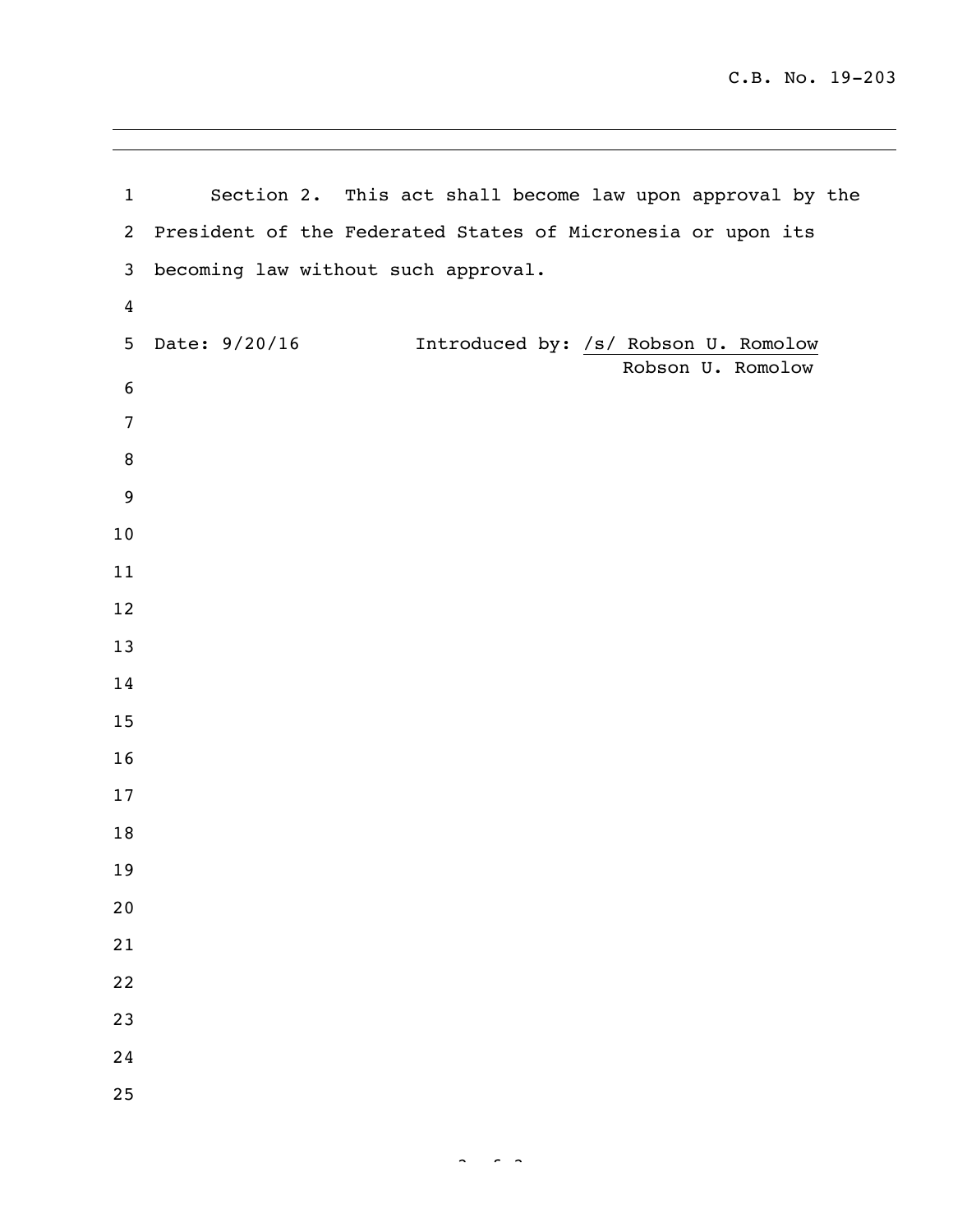Section 2. This act shall become law upon approval by the President of the Federated States of Micronesia or upon its becoming law without such approval.

Date: 9/20/16 Introduced by: /s/ Robson U. Romolow

Robson U. Romolow